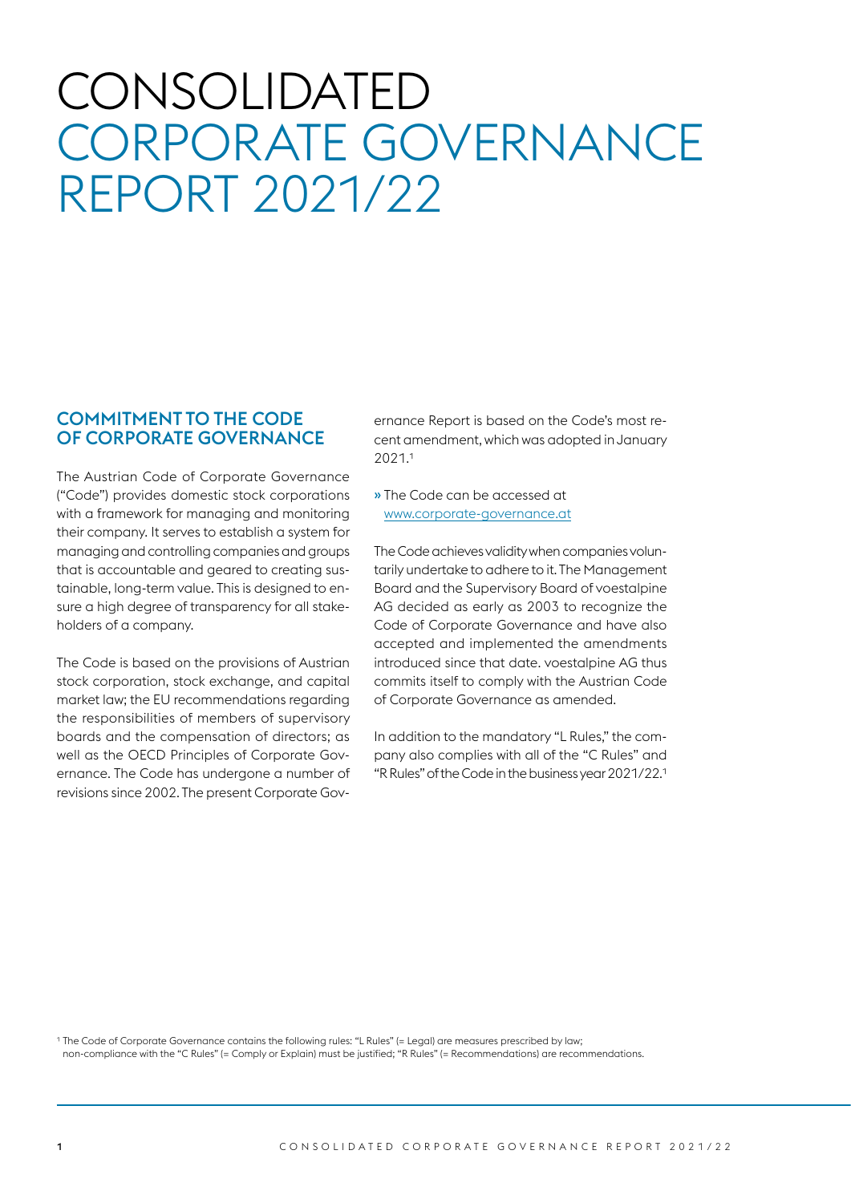# CONSOLIDATED CORPORATE GOVERNANCE REPORT 2021/22

## COMMITMENT TO THE CODE OF CORPORATE GOVERNANCE

The Austrian Code of Corporate Governance ("Code") provides domestic stock corporations with a framework for managing and monitoring their company. It serves to establish a system for managing and controlling companies and groups that is accountable and geared to creating sustainable, long-term value. This is designed to ensure a high degree of transparency for all stakeholders of a company.

The Code is based on the provisions of Austrian stock corporation, stock exchange, and capital market law; the EU recommendations regarding the responsibilities of members of supervisory boards and the compensation of directors; as well as the OECD Principles of Corporate Governance. The Code has undergone a number of revisions since 2002. The present Corporate Governance Report is based on the Code's most recent amendment, which was adopted in January 2021.[1]

» The Code can be accessed at [www.corporate-governance.at](www.corporate-governance.at)

The Code achieves validity when companies voluntarily undertake to adhere to it. The Management Board and the Supervisory Board of voestalpine AG decided as early as 2003 to recognize the Code of Corporate Governance and have also accepted and implemented the amendments introduced since that date. voestalpine AG thus commits itself to comply with the Austrian Code of Corporate Governance as amended.

In addition to the mandatory "L Rules," the company also complies with all of the "C Rules" and "R Rules" of the Code in the business year 2021/22.[1]

[1] The Code of Corporate Governance contains the following rules: "L Rules" (= Legal) are measures prescribed by law; non-compliance with the "C Rules" (= Comply or Explain) must be justified; "R Rules" (= Recommendations) are recommendations.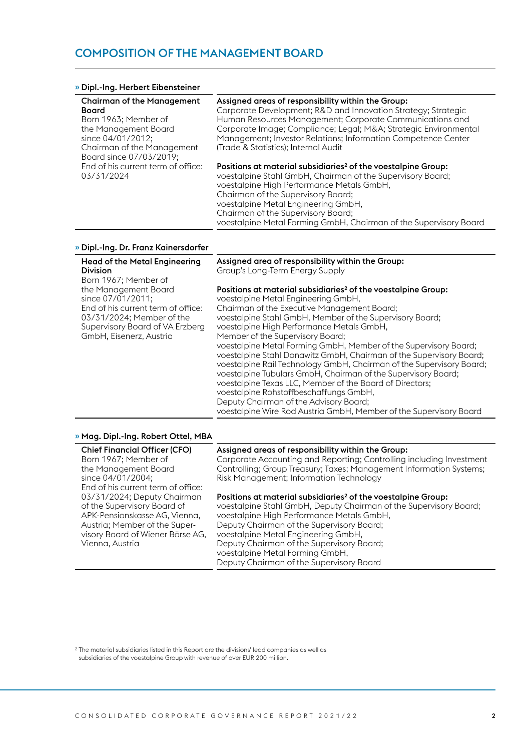# COMPOSITION OF THE MANAGEMENT BOARD

## » Dipl.-Ing. Herbert Eibensteiner

**Chairman of the Management Board**
Born 1963; Member of the Management Board since 04/01/2012;
Chairman of the Management Board since 07/03/2019;
End of his current term of office: 03/31/2024

**Assigned areas of responsibility within the Group:**
Corporate Development; R&D and Innovation Strategy; Strategic Human Resources Management; Corporate Communications and Corporate Image; Compliance; Legal; M&A; Strategic Environmental Management; Investor Relations; Information Competence Center (Trade & Statistics); Internal Audit

**Positions at material subsidiaries[2] of the voestalpine Group:**
voestalpine Stahl GmbH, Chairman of the Supervisory Board;
voestalpine High Performance Metals GmbH, Chairman of the Supervisory Board;
voestalpine Metal Engineering GmbH, Chairman of the Supervisory Board;
voestalpine Metal Forming GmbH, Chairman of the Supervisory Board

## » Dipl.-Ing. Dr. Franz Kainersdorfer

**Head of the Metal Engineering Division**
Born 1967; Member of the Management Board since 07/01/2011;
End of his current term of office: 03/31/2024; Member of the Supervisory Board of VA Erzberg GmbH, Eisenerz, Austria

**Assigned area of responsibility within the Group:**
Group's Long-Term Energy Supply

**Positions at material subsidiaries[2] of the voestalpine Group:**
voestalpine Metal Engineering GmbH, Chairman of the Executive Management Board;
voestalpine Stahl GmbH, Member of the Supervisory Board;
voestalpine High Performance Metals GmbH, Member of the Supervisory Board;
voestalpine Metal Forming GmbH, Member of the Supervisory Board;
voestalpine Stahl Donawitz GmbH, Chairman of the Supervisory Board;
voestalpine Rail Technology GmbH, Chairman of the Supervisory Board;
voestalpine Tubulars GmbH, Chairman of the Supervisory Board;
voestalpine Texas LLC, Member of the Board of Directors;
voestalpine Rohstoffbeschaffungs GmbH, Deputy Chairman of the Advisory Board;
voestalpine Wire Rod Austria GmbH, Member of the Supervisory Board

## » Mag. Dipl.-Ing. Robert Ottel, MBA

**Chief Financial Officer (CFO)**
Born 1967; Member of the Management Board since 04/01/2004;
End of his current term of office: 03/31/2024; Deputy Chairman of the Supervisory Board of APK-Pensionskasse AG, Vienna, Austria; Member of the Supervisory Board of Wiener Börse AG, Vienna, Austria

**Assigned areas of responsibility within the Group:**
Corporate Accounting and Reporting; Controlling including Investment Controlling; Group Treasury; Taxes; Management Information Systems; Risk Management; Information Technology

**Positions at material subsidiaries[2] of the voestalpine Group:**
voestalpine Stahl GmbH, Deputy Chairman of the Supervisory Board;
voestalpine High Performance Metals GmbH, Deputy Chairman of the Supervisory Board;
voestalpine Metal Engineering GmbH, Deputy Chairman of the Supervisory Board;
voestalpine Metal Forming GmbH, Deputy Chairman of the Supervisory Board

[2] The material subsidiaries listed in this Report are the divisions' lead companies as well as subsidiaries of the voestalpine Group with revenue of over EUR 200 million.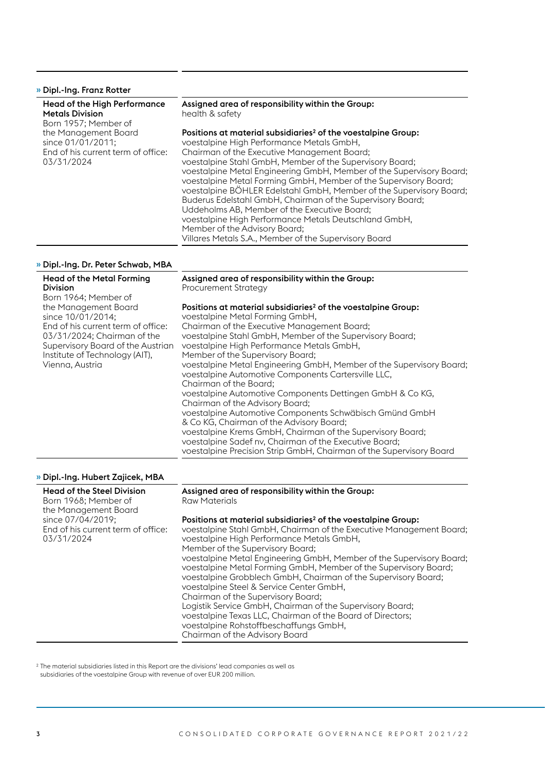## » Dipl.-Ing. Franz Rotter

**Head of the High Performance Metals Division**
Born 1957; Member of the Management Board since 01/01/2011;
End of his current term of office: 03/31/2024

**Assigned area of responsibility within the Group:**
health & safety

**Positions at material subsidiaries[2] of the voestalpine Group:**
voestalpine High Performance Metals GmbH, Chairman of the Executive Management Board;
voestalpine Stahl GmbH, Member of the Supervisory Board;
voestalpine Metal Engineering GmbH, Member of the Supervisory Board;
voestalpine Metal Forming GmbH, Member of the Supervisory Board;
voestalpine BÖHLER Edelstahl GmbH, Member of the Supervisory Board;
Buderus Edelstahl GmbH, Chairman of the Supervisory Board;
Uddeholms AB, Member of the Executive Board;
voestalpine High Performance Metals Deutschland GmbH, Member of the Advisory Board;
Villares Metals S.A., Member of the Supervisory Board

## » Dipl.-Ing. Dr. Peter Schwab, MBA

**Head of the Metal Forming Division**
Born 1964; Member of the Management Board since 10/01/2014;
End of his current term of office: 03/31/2024; Chairman of the Supervisory Board of the Austrian Institute of Technology (AIT), Vienna, Austria

**Assigned area of responsibility within the Group:**
Procurement Strategy

**Positions at material subsidiaries[2] of the voestalpine Group:**
voestalpine Metal Forming GmbH, Chairman of the Executive Management Board;
voestalpine Stahl GmbH, Member of the Supervisory Board;
voestalpine High Performance Metals GmbH, Member of the Supervisory Board;
voestalpine Metal Engineering GmbH, Member of the Supervisory Board;
voestalpine Automotive Components Cartersville LLC, Chairman of the Board;
voestalpine Automotive Components Dettingen GmbH & Co KG, Chairman of the Advisory Board;
voestalpine Automotive Components Schwäbisch Gmünd GmbH & Co KG, Chairman of the Advisory Board;
voestalpine Krems GmbH, Chairman of the Supervisory Board;
voestalpine Sadef nv, Chairman of the Executive Board;
voestalpine Precision Strip GmbH, Chairman of the Supervisory Board

## » Dipl.-Ing. Hubert Zajicek, MBA

**Head of the Steel Division**
Born 1968; Member of the Management Board since 07/04/2019;
End of his current term of office: 03/31/2024

**Assigned area of responsibility within the Group:**
Raw Materials

**Positions at material subsidiaries[2] of the voestalpine Group:**
voestalpine Stahl GmbH, Chairman of the Executive Management Board;
voestalpine High Performance Metals GmbH, Member of the Supervisory Board;
voestalpine Metal Engineering GmbH, Member of the Supervisory Board;
voestalpine Metal Forming GmbH, Member of the Supervisory Board;
voestalpine Grobblech GmbH, Chairman of the Supervisory Board;
voestalpine Steel & Service Center GmbH, Chairman of the Supervisory Board;
Logistik Service GmbH, Chairman of the Supervisory Board;
voestalpine Texas LLC, Chairman of the Board of Directors;
voestalpine Rohstoffbeschaffungs GmbH, Chairman of the Advisory Board

[2] The material subsidiaries listed in this Report are the divisions' lead companies as well as subsidiaries of the voestalpine Group with revenue of over EUR 200 million.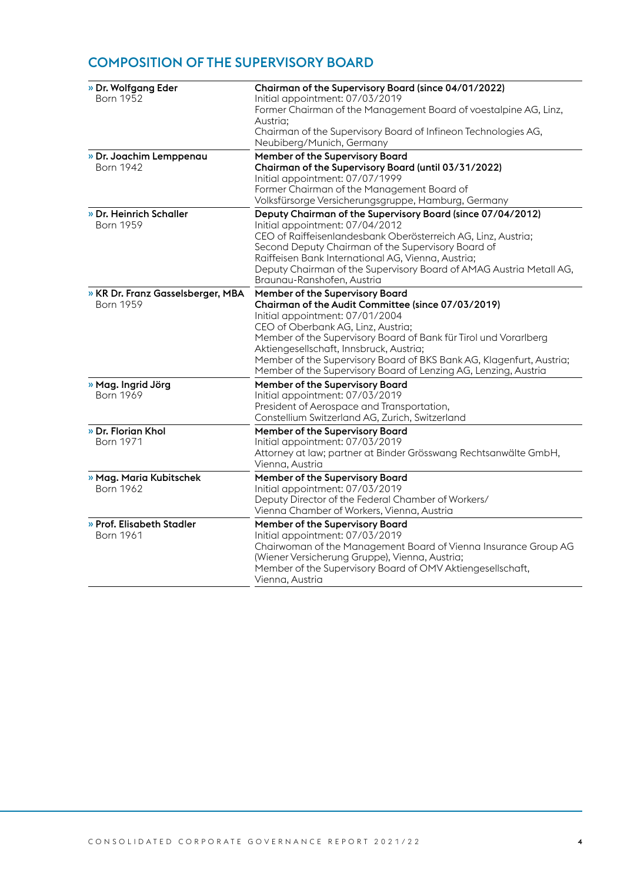## COMPOSITION OF THE SUPERVISORY BOARD

| | |
|---|---|
| » **Dr. Wolfgang Eder**<br>Born 1952 | **Chairman of the Supervisory Board (since 04/01/2022)**<br>Initial appointment: 07/03/2019<br>Former Chairman of the Management Board of voestalpine AG, Linz, Austria;<br>Chairman of the Supervisory Board of Infineon Technologies AG, Neubiberg/Munich, Germany |
| » **Dr. Joachim Lemppenau**<br>Born 1942 | **Member of the Supervisory Board**<br>**Chairman of the Supervisory Board (until 03/31/2022)**<br>Initial appointment: 07/07/1999<br>Former Chairman of the Management Board of Volksfürsorge Versicherungsgruppe, Hamburg, Germany |
| » **Dr. Heinrich Schaller**<br>Born 1959 | **Deputy Chairman of the Supervisory Board (since 07/04/2012)**<br>Initial appointment: 07/04/2012<br>CEO of Raiffeisenlandesbank Oberösterreich AG, Linz, Austria;<br>Second Deputy Chairman of the Supervisory Board of Raiffeisen Bank International AG, Vienna, Austria;<br>Deputy Chairman of the Supervisory Board of AMAG Austria Metall AG, Braunau-Ranshofen, Austria |
| » **KR Dr. Franz Gasselsberger, MBA**<br>Born 1959 | **Member of the Supervisory Board**<br>**Chairman of the Audit Committee (since 07/03/2019)**<br>Initial appointment: 07/01/2004<br>CEO of Oberbank AG, Linz, Austria;<br>Member of the Supervisory Board of Bank für Tirol und Vorarlberg Aktiengesellschaft, Innsbruck, Austria;<br>Member of the Supervisory Board of BKS Bank AG, Klagenfurt, Austria;<br>Member of the Supervisory Board of Lenzing AG, Lenzing, Austria |
| » **Mag. Ingrid Jörg**<br>Born 1969 | **Member of the Supervisory Board**<br>Initial appointment: 07/03/2019<br>President of Aerospace and Transportation, Constellium Switzerland AG, Zurich, Switzerland |
| » **Dr. Florian Khol**<br>Born 1971 | **Member of the Supervisory Board**<br>Initial appointment: 07/03/2019<br>Attorney at law; partner at Binder Grösswang Rechtsanwälte GmbH, Vienna, Austria |
| » **Mag. Maria Kubitschek**<br>Born 1962 | **Member of the Supervisory Board**<br>Initial appointment: 07/03/2019<br>Deputy Director of the Federal Chamber of Workers/ Vienna Chamber of Workers, Vienna, Austria |
| » **Prof. Elisabeth Stadler**<br>Born 1961 | **Member of the Supervisory Board**<br>Initial appointment: 07/03/2019<br>Chairwoman of the Management Board of Vienna Insurance Group AG (Wiener Versicherung Gruppe), Vienna, Austria;<br>Member of the Supervisory Board of OMV Aktiengesellschaft, Vienna, Austria |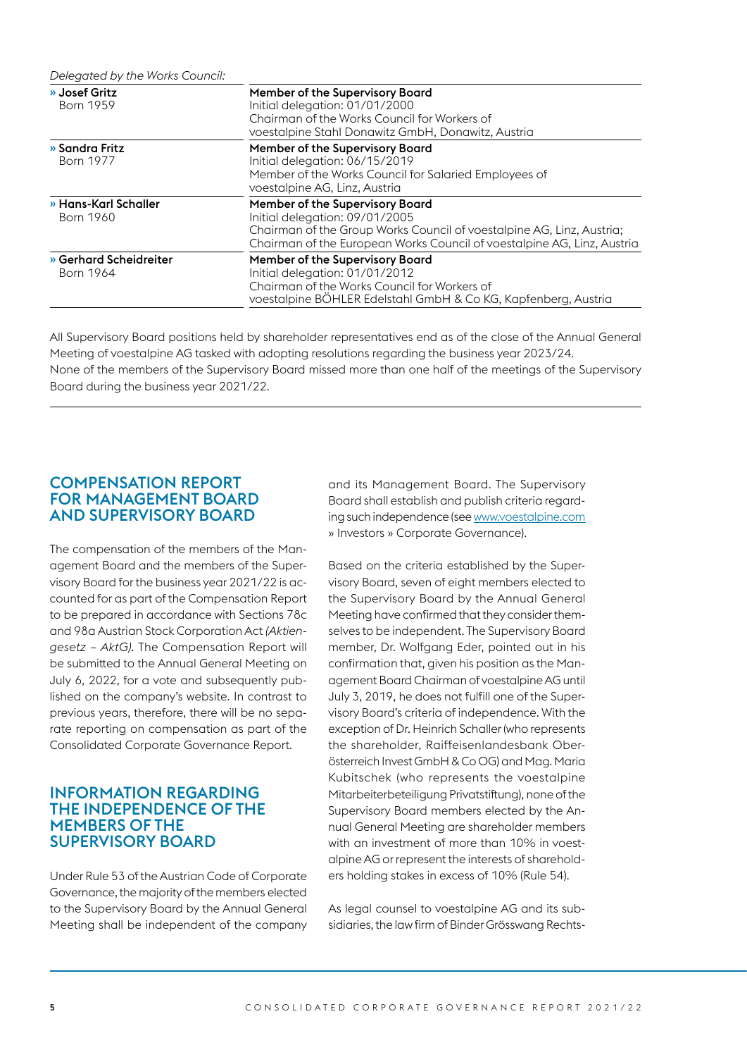*Delegated by the Works Council:*

| | |
|---|---|
| » **Josef Gritz**<br>Born 1959 | **Member of the Supervisory Board**<br>Initial delegation: 01/01/2000<br>Chairman of the Works Council for Workers of voestalpine Stahl Donawitz GmbH, Donawitz, Austria |
| » **Sandra Fritz**<br>Born 1977 | **Member of the Supervisory Board**<br>Initial delegation: 06/15/2019<br>Member of the Works Council for Salaried Employees of voestalpine AG, Linz, Austria |
| » **Hans-Karl Schaller**<br>Born 1960 | **Member of the Supervisory Board**<br>Initial delegation: 09/01/2005<br>Chairman of the Group Works Council of voestalpine AG, Linz, Austria;<br>Chairman of the European Works Council of voestalpine AG, Linz, Austria |
| » **Gerhard Scheidreiter**<br>Born 1964 | **Member of the Supervisory Board**<br>Initial delegation: 01/01/2012<br>Chairman of the Works Council for Workers of voestalpine BÖHLER Edelstahl GmbH & Co KG, Kapfenberg, Austria |

All Supervisory Board positions held by shareholder representatives end as of the close of the Annual General Meeting of voestalpine AG tasked with adopting resolutions regarding the business year 2023/24.
None of the members of the Supervisory Board missed more than one half of the meetings of the Supervisory Board during the business year 2021/22.

## COMPENSATION REPORT FOR MANAGEMENT BOARD AND SUPERVISORY BOARD

The compensation of the members of the Management Board and the members of the Supervisory Board for the business year 2021/22 is accounted for as part of the Compensation Report to be prepared in accordance with Sections 78c and 98a Austrian Stock Corporation Act *(Aktiengesetz – AktG)*. The Compensation Report will be submitted to the Annual General Meeting on July 6, 2022, for a vote and subsequently published on the company's website. In contrast to previous years, therefore, there will be no separate reporting on compensation as part of the Consolidated Corporate Governance Report.

## INFORMATION REGARDING THE INDEPENDENCE OF THE MEMBERS OF THE SUPERVISORY BOARD

Under Rule 53 of the Austrian Code of Corporate Governance, the majority of the members elected to the Supervisory Board by the Annual General Meeting shall be independent of the company and its Management Board. The Supervisory Board shall establish and publish criteria regarding such independence (see www.voestalpine.com » Investors » Corporate Governance).

Based on the criteria established by the Supervisory Board, seven of eight members elected to the Supervisory Board by the Annual General Meeting have confirmed that they consider themselves to be independent. The Supervisory Board member, Dr. Wolfgang Eder, pointed out in his confirmation that, given his position as the Management Board Chairman of voestalpine AG until July 3, 2019, he does not fulfill one of the Supervisory Board's criteria of independence. With the exception of Dr. Heinrich Schaller (who represents the shareholder, Raiffeisenlandesbank Oberösterreich Invest GmbH & Co OG) and Mag. Maria Kubitschek (who represents the voestalpine Mitarbeiterbeteiligung Privatstiftung), none of the Supervisory Board members elected by the Annual General Meeting are shareholder members with an investment of more than 10% in voestalpine AG or represent the interests of shareholders holding stakes in excess of 10% (Rule 54).

As legal counsel to voestalpine AG and its subsidiaries, the law firm of Binder Grösswang Rechts-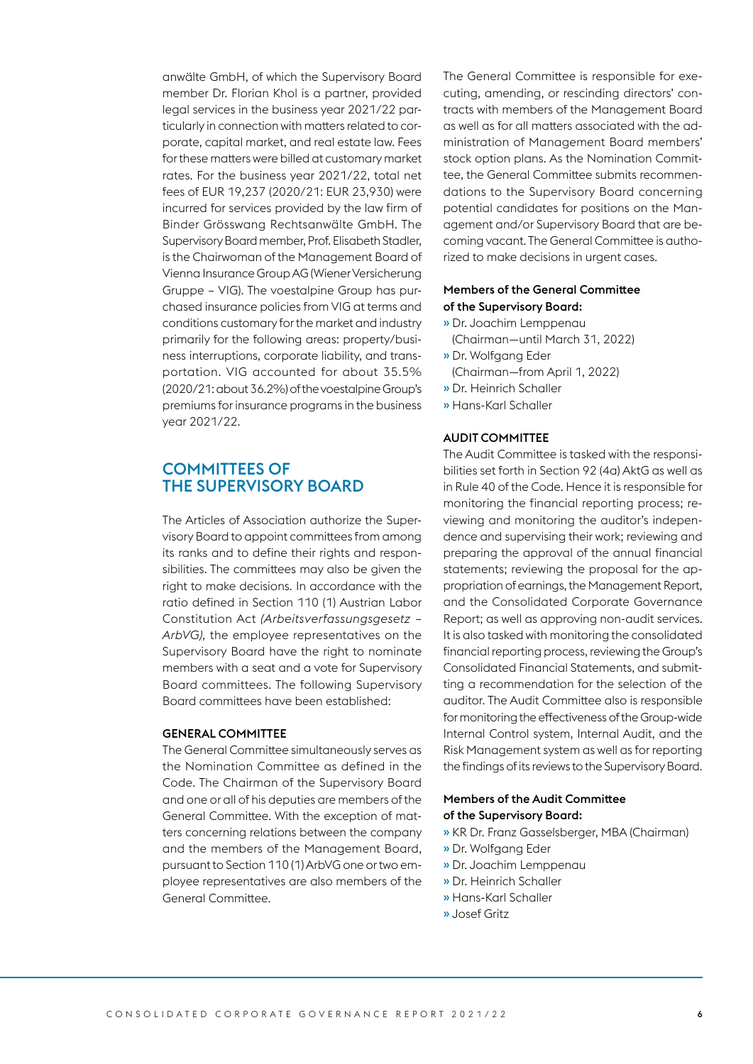anwälte GmbH, of which the Supervisory Board member Dr. Florian Khol is a partner, provided legal services in the business year 2021/22 particularly in connection with matters related to corporate, capital market, and real estate law. Fees for these matters were billed at customary market rates. For the business year 2021/22, total net fees of EUR 19,237 (2020/21: EUR 23,930) were incurred for services provided by the law firm of Binder Grösswang Rechtsanwälte GmbH. The Supervisory Board member, Prof. Elisabeth Stadler, is the Chairwoman of the Management Board of Vienna Insurance Group AG (Wiener Versicherung Gruppe – VIG). The voestalpine Group has purchased insurance policies from VIG at terms and conditions customary for the market and industry primarily for the following areas: property/business interruptions, corporate liability, and transportation. VIG accounted for about 35.5% (2020/21: about 36.2%) of the voestalpine Group's premiums for insurance programs in the business year 2021/22.

## COMMITTEES OF THE SUPERVISORY BOARD

The Articles of Association authorize the Supervisory Board to appoint committees from among its ranks and to define their rights and responsibilities. The committees may also be given the right to make decisions. In accordance with the ratio defined in Section 110 (1) Austrian Labor Constitution Act *(Arbeitsverfassungsgesetz – ArbVG)*, the employee representatives on the Supervisory Board have the right to nominate members with a seat and a vote for Supervisory Board committees. The following Supervisory Board committees have been established:

### GENERAL COMMITTEE

The General Committee simultaneously serves as the Nomination Committee as defined in the Code. The Chairman of the Supervisory Board and one or all of his deputies are members of the General Committee. With the exception of matters concerning relations between the company and the members of the Management Board, pursuant to Section 110 (1) ArbVG one or two employee representatives are also members of the General Committee.

The General Committee is responsible for executing, amending, or rescinding directors' contracts with members of the Management Board as well as for all matters associated with the administration of Management Board members' stock option plans. As the Nomination Committee, the General Committee submits recommendations to the Supervisory Board concerning potential candidates for positions on the Management and/or Supervisory Board that are becoming vacant. The General Committee is authorized to make decisions in urgent cases.

**Members of the General Committee of the Supervisory Board:**

- » Dr. Joachim Lemppenau (Chairman—until March 31, 2022)
- » Dr. Wolfgang Eder (Chairman—from April 1, 2022)
- » Dr. Heinrich Schaller
- » Hans-Karl Schaller

### AUDIT COMMITTEE

The Audit Committee is tasked with the responsibilities set forth in Section 92 (4a) AktG as well as in Rule 40 of the Code. Hence it is responsible for monitoring the financial reporting process; reviewing and monitoring the auditor's independence and supervising their work; reviewing and preparing the approval of the annual financial statements; reviewing the proposal for the appropriation of earnings, the Management Report, and the Consolidated Corporate Governance Report; as well as approving non-audit services. It is also tasked with monitoring the consolidated financial reporting process, reviewing the Group's Consolidated Financial Statements, and submitting a recommendation for the selection of the auditor. The Audit Committee also is responsible for monitoring the effectiveness of the Group-wide Internal Control system, Internal Audit, and the Risk Management system as well as for reporting the findings of its reviews to the Supervisory Board.

**Members of the Audit Committee of the Supervisory Board:**

- » KR Dr. Franz Gasselsberger, MBA (Chairman)
- » Dr. Wolfgang Eder
- » Dr. Joachim Lemppenau
- » Dr. Heinrich Schaller
- » Hans-Karl Schaller
- » Josef Gritz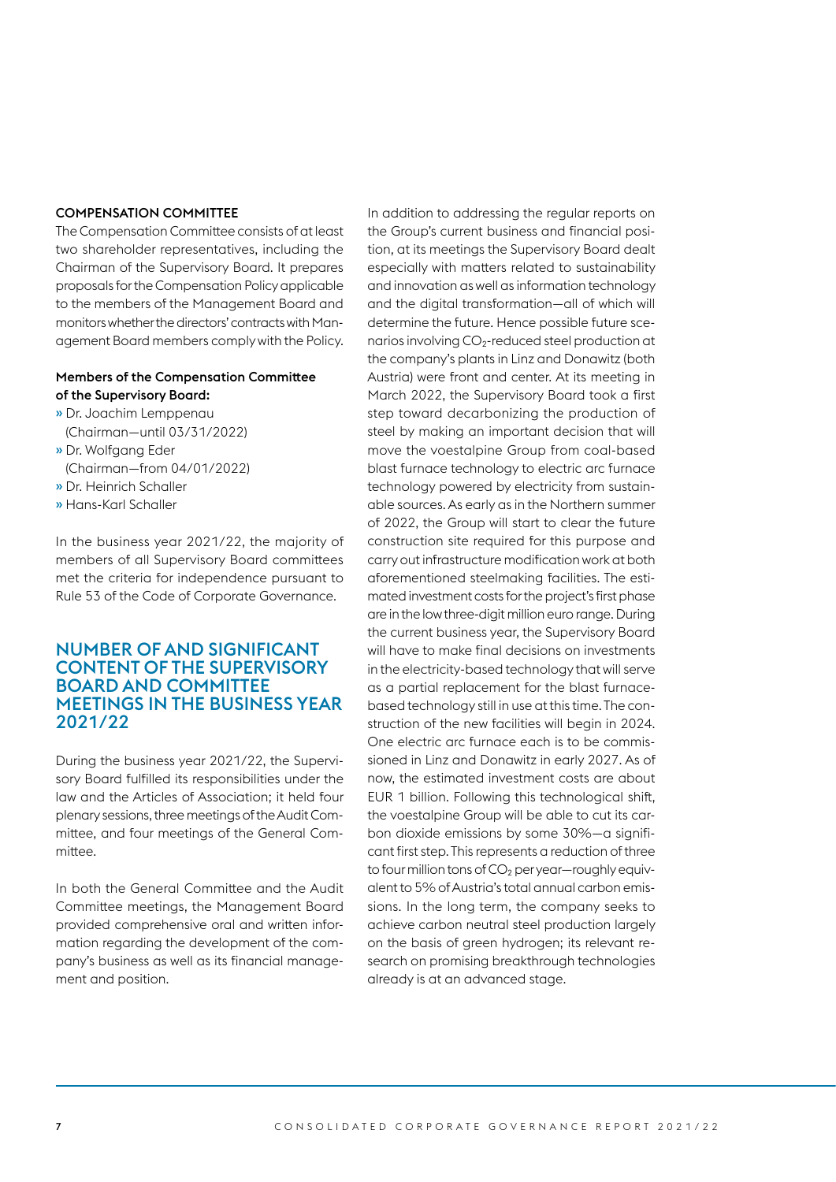### COMPENSATION COMMITTEE

The Compensation Committee consists of at least two shareholder representatives, including the Chairman of the Supervisory Board. It prepares proposals for the Compensation Policy applicable to the members of the Management Board and monitors whether the directors' contracts with Management Board members comply with the Policy.

**Members of the Compensation Committee of the Supervisory Board:**

- » Dr. Joachim Lemppenau (Chairman—until 03/31/2022)
- » Dr. Wolfgang Eder (Chairman—from 04/01/2022)
- » Dr. Heinrich Schaller
- » Hans-Karl Schaller

In the business year 2021/22, the majority of members of all Supervisory Board committees met the criteria for independence pursuant to Rule 53 of the Code of Corporate Governance.

## NUMBER OF AND SIGNIFICANT CONTENT OF THE SUPERVISORY BOARD AND COMMITTEE MEETINGS IN THE BUSINESS YEAR 2021/22

During the business year 2021/22, the Supervisory Board fulfilled its responsibilities under the law and the Articles of Association; it held four plenary sessions, three meetings of the Audit Committee, and four meetings of the General Committee.

In both the General Committee and the Audit Committee meetings, the Management Board provided comprehensive oral and written information regarding the development of the company's business as well as its financial management and position.

In addition to addressing the regular reports on the Group's current business and financial position, at its meetings the Supervisory Board dealt especially with matters related to sustainability and innovation as well as information technology and the digital transformation—all of which will determine the future. Hence possible future scenarios involving $CO_2$-reduced steel production at the company's plants in Linz and Donawitz (both Austria) were front and center. At its meeting in March 2022, the Supervisory Board took a first step toward decarbonizing the production of steel by making an important decision that will move the voestalpine Group from coal-based blast furnace technology to electric arc furnace technology powered by electricity from sustainable sources. As early as in the Northern summer of 2022, the Group will start to clear the future construction site required for this purpose and carry out infrastructure modification work at both aforementioned steelmaking facilities. The estimated investment costs for the project's first phase are in the low three-digit million euro range. During the current business year, the Supervisory Board will have to make final decisions on investments in the electricity-based technology that will serve as a partial replacement for the blast furnace-based technology still in use at this time. The construction of the new facilities will begin in 2024. One electric arc furnace each is to be commissioned in Linz and Donawitz in early 2027. As of now, the estimated investment costs are about EUR 1 billion. Following this technological shift, the voestalpine Group will be able to cut its carbon dioxide emissions by some 30%—a significant first step. This represents a reduction of three to four million tons of $CO_2$ per year—roughly equivalent to 5% of Austria's total annual carbon emissions. In the long term, the company seeks to achieve carbon neutral steel production largely on the basis of green hydrogen; its relevant research on promising breakthrough technologies already is at an advanced stage.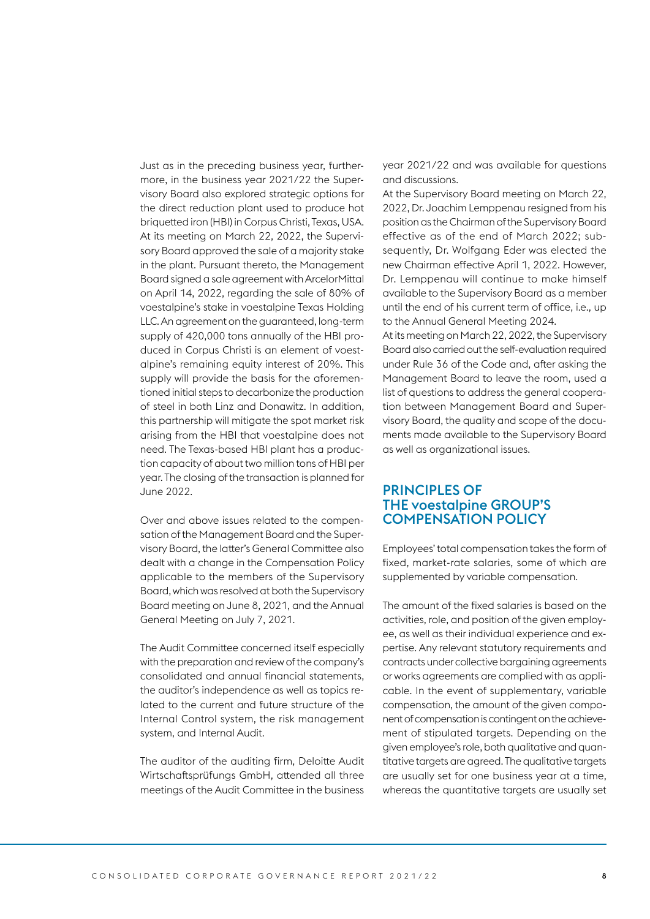Just as in the preceding business year, furthermore, in the business year 2021/22 the Supervisory Board also explored strategic options for the direct reduction plant used to produce hot briquetted iron (HBI) in Corpus Christi, Texas, USA. At its meeting on March 22, 2022, the Supervisory Board approved the sale of a majority stake in the plant. Pursuant thereto, the Management Board signed a sale agreement with ArcelorMittal on April 14, 2022, regarding the sale of 80% of voestalpine's stake in voestalpine Texas Holding LLC. An agreement on the guaranteed, long-term supply of 420,000 tons annually of the HBI produced in Corpus Christi is an element of voestalpine's remaining equity interest of 20%. This supply will provide the basis for the aforementioned initial steps to decarbonize the production of steel in both Linz and Donawitz. In addition, this partnership will mitigate the spot market risk arising from the HBI that voestalpine does not need. The Texas-based HBI plant has a production capacity of about two million tons of HBI per year. The closing of the transaction is planned for June 2022.

Over and above issues related to the compensation of the Management Board and the Supervisory Board, the latter's General Committee also dealt with a change in the Compensation Policy applicable to the members of the Supervisory Board, which was resolved at both the Supervisory Board meeting on June 8, 2021, and the Annual General Meeting on July 7, 2021.

The Audit Committee concerned itself especially with the preparation and review of the company's consolidated and annual financial statements, the auditor's independence as well as topics related to the current and future structure of the Internal Control system, the risk management system, and Internal Audit.

The auditor of the auditing firm, Deloitte Audit Wirtschaftsprüfungs GmbH, attended all three meetings of the Audit Committee in the business year 2021/22 and was available for questions and discussions.

At the Supervisory Board meeting on March 22, 2022, Dr. Joachim Lemppenau resigned from his position as the Chairman of the Supervisory Board effective as of the end of March 2022; subsequently, Dr. Wolfgang Eder was elected the new Chairman effective April 1, 2022. However, Dr. Lemppenau will continue to make himself available to the Supervisory Board as a member until the end of his current term of office, i.e., up to the Annual General Meeting 2024.

At its meeting on March 22, 2022, the Supervisory Board also carried out the self-evaluation required under Rule 36 of the Code and, after asking the Management Board to leave the room, used a list of questions to address the general cooperation between Management Board and Supervisory Board, the quality and scope of the documents made available to the Supervisory Board as well as organizational issues.

## PRINCIPLES OF THE voestalpine GROUP'S COMPENSATION POLICY

Employees' total compensation takes the form of fixed, market-rate salaries, some of which are supplemented by variable compensation.

The amount of the fixed salaries is based on the activities, role, and position of the given employee, as well as their individual experience and expertise. Any relevant statutory requirements and contracts under collective bargaining agreements or works agreements are complied with as applicable. In the event of supplementary, variable compensation, the amount of the given component of compensation is contingent on the achievement of stipulated targets. Depending on the given employee's role, both qualitative and quantitative targets are agreed. The qualitative targets are usually set for one business year at a time, whereas the quantitative targets are usually set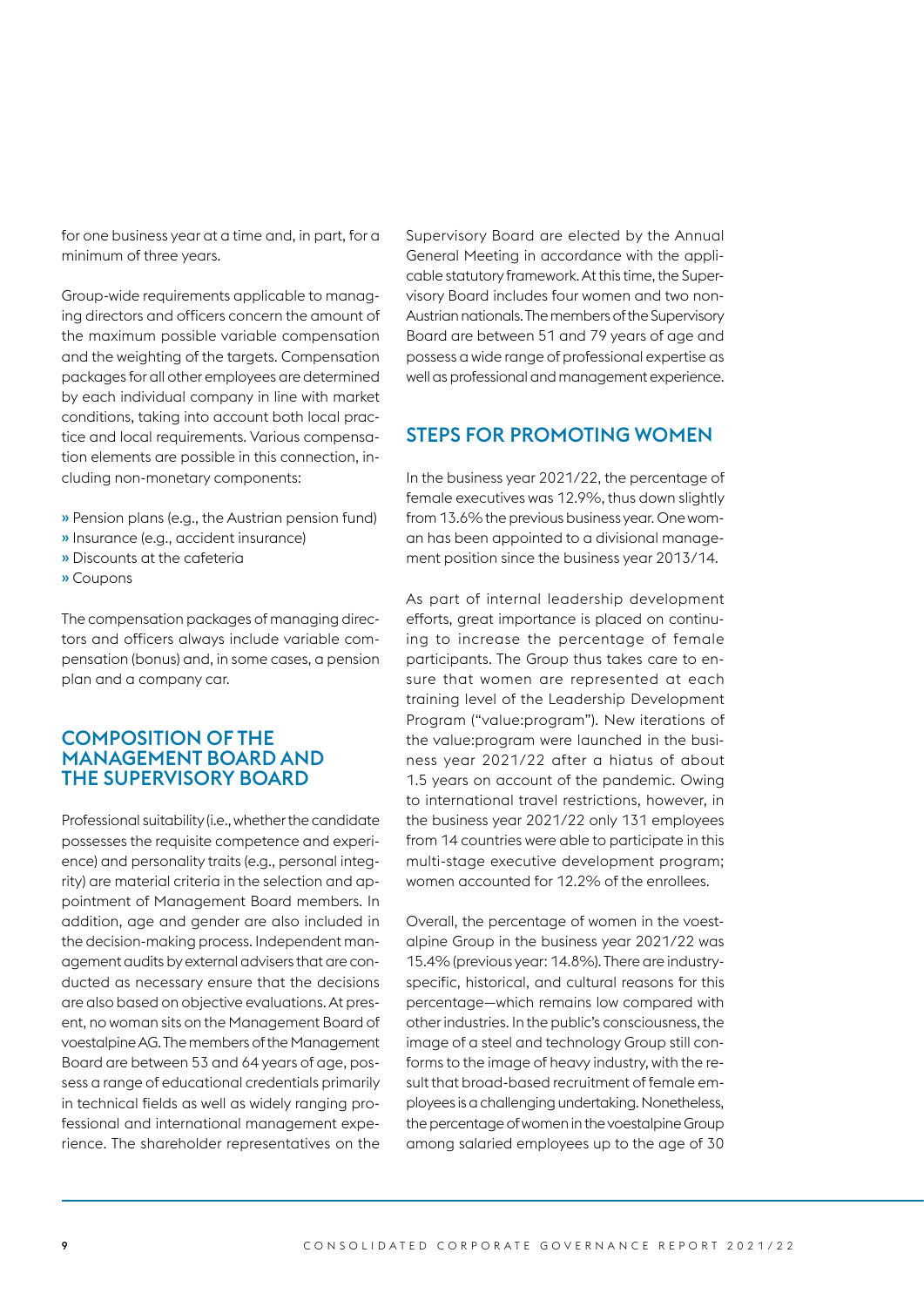for one business year at a time and, in part, for a minimum of three years.

Group-wide requirements applicable to managing directors and officers concern the amount of the maximum possible variable compensation and the weighting of the targets. Compensation packages for all other employees are determined by each individual company in line with market conditions, taking into account both local practice and local requirements. Various compensation elements are possible in this connection, including non-monetary components:

» Pension plans (e.g., the Austrian pension fund)
» Insurance (e.g., accident insurance)
» Discounts at the cafeteria
» Coupons

The compensation packages of managing directors and officers always include variable compensation (bonus) and, in some cases, a pension plan and a company car.

## COMPOSITION OF THE MANAGEMENT BOARD AND THE SUPERVISORY BOARD

Professional suitability (i.e., whether the candidate possesses the requisite competence and experience) and personality traits (e.g., personal integrity) are material criteria in the selection and appointment of Management Board members. In addition, age and gender are also included in the decision-making process. Independent management audits by external advisers that are conducted as necessary ensure that the decisions are also based on objective evaluations. At present, no woman sits on the Management Board of voestalpine AG. The members of the Management Board are between 53 and 64 years of age, possess a range of educational credentials primarily in technical fields as well as widely ranging professional and international management experience. The shareholder representatives on the Supervisory Board are elected by the Annual General Meeting in accordance with the applicable statutory framework. At this time, the Supervisory Board includes four women and two non-Austrian nationals. The members of the Supervisory Board are between 51 and 79 years of age and possess a wide range of professional expertise as well as professional and management experience.

## STEPS FOR PROMOTING WOMEN

In the business year 2021/22, the percentage of female executives was 12.9%, thus down slightly from 13.6% the previous business year. One woman has been appointed to a divisional management position since the business year 2013/14.

As part of internal leadership development efforts, great importance is placed on continuing to increase the percentage of female participants. The Group thus takes care to ensure that women are represented at each training level of the Leadership Development Program ("value:program"). New iterations of the value:program were launched in the business year 2021/22 after a hiatus of about 1.5 years on account of the pandemic. Owing to international travel restrictions, however, in the business year 2021/22 only 131 employees from 14 countries were able to participate in this multi-stage executive development program; women accounted for 12.2% of the enrollees.

Overall, the percentage of women in the voestalpine Group in the business year 2021/22 was 15.4% (previous year: 14.8%). There are industry-specific, historical, and cultural reasons for this percentage—which remains low compared with other industries. In the public's consciousness, the image of a steel and technology Group still conforms to the image of heavy industry, with the result that broad-based recruitment of female employees is a challenging undertaking. Nonetheless, the percentage of women in the voestalpine Group among salaried employees up to the age of 30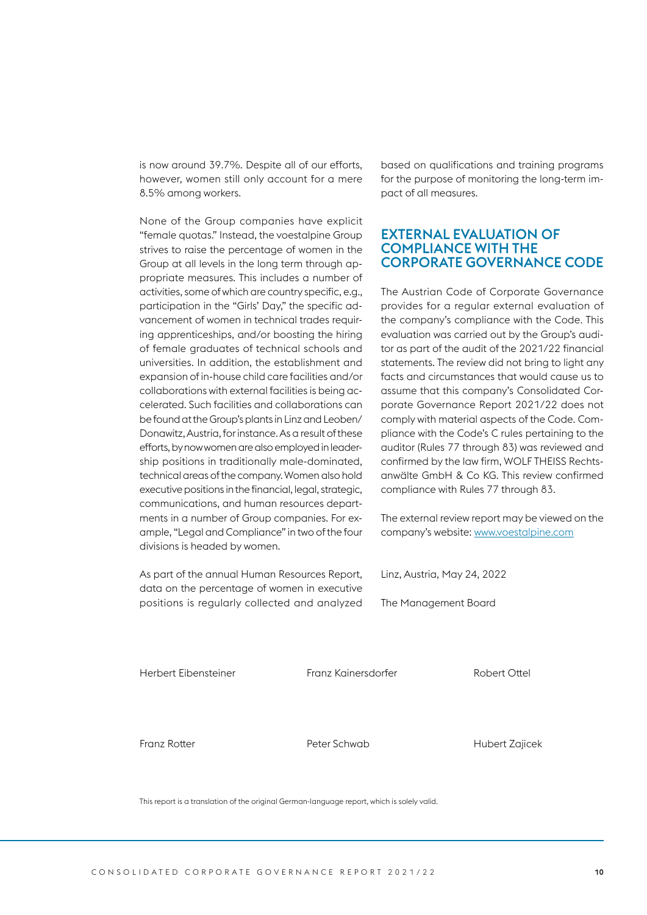is now around 39.7%. Despite all of our efforts, however, women still only account for a mere 8.5% among workers.

None of the Group companies have explicit "female quotas." Instead, the voestalpine Group strives to raise the percentage of women in the Group at all levels in the long term through appropriate measures. This includes a number of activities, some of which are country specific, e.g., participation in the "Girls' Day," the specific advancement of women in technical trades requiring apprenticeships, and/or boosting the hiring of female graduates of technical schools and universities. In addition, the establishment and expansion of in-house child care facilities and/or collaborations with external facilities is being accelerated. Such facilities and collaborations can be found at the Group's plants in Linz and Leoben/Donawitz, Austria, for instance. As a result of these efforts, by now women are also employed in leadership positions in traditionally male-dominated, technical areas of the company. Women also hold executive positions in the financial, legal, strategic, communications, and human resources departments in a number of Group companies. For example, "Legal and Compliance" in two of the four divisions is headed by women.

As part of the annual Human Resources Report, data on the percentage of women in executive positions is regularly collected and analyzed based on qualifications and training programs for the purpose of monitoring the long-term impact of all measures.

## EXTERNAL EVALUATION OF COMPLIANCE WITH THE CORPORATE GOVERNANCE CODE

The Austrian Code of Corporate Governance provides for a regular external evaluation of the company's compliance with the Code. This evaluation was carried out by the Group's auditor as part of the audit of the 2021/22 financial statements. The review did not bring to light any facts and circumstances that would cause us to assume that this company's Consolidated Corporate Governance Report 2021/22 does not comply with material aspects of the Code. Compliance with the Code's C rules pertaining to the auditor (Rules 77 through 83) was reviewed and confirmed by the law firm, WOLF THEISS Rechtsanwälte GmbH & Co KG. This review confirmed compliance with Rules 77 through 83.

The external review report may be viewed on the company's website: [www.voestalpine.com](www.voestalpine.com)

Linz, Austria, May 24, 2022

The Management Board

Herbert Eibensteiner

Franz Kainersdorfer

Robert Ottel

Franz Rotter

Peter Schwab

Hubert Zajicek

This report is a translation of the original German-language report, which is solely valid.